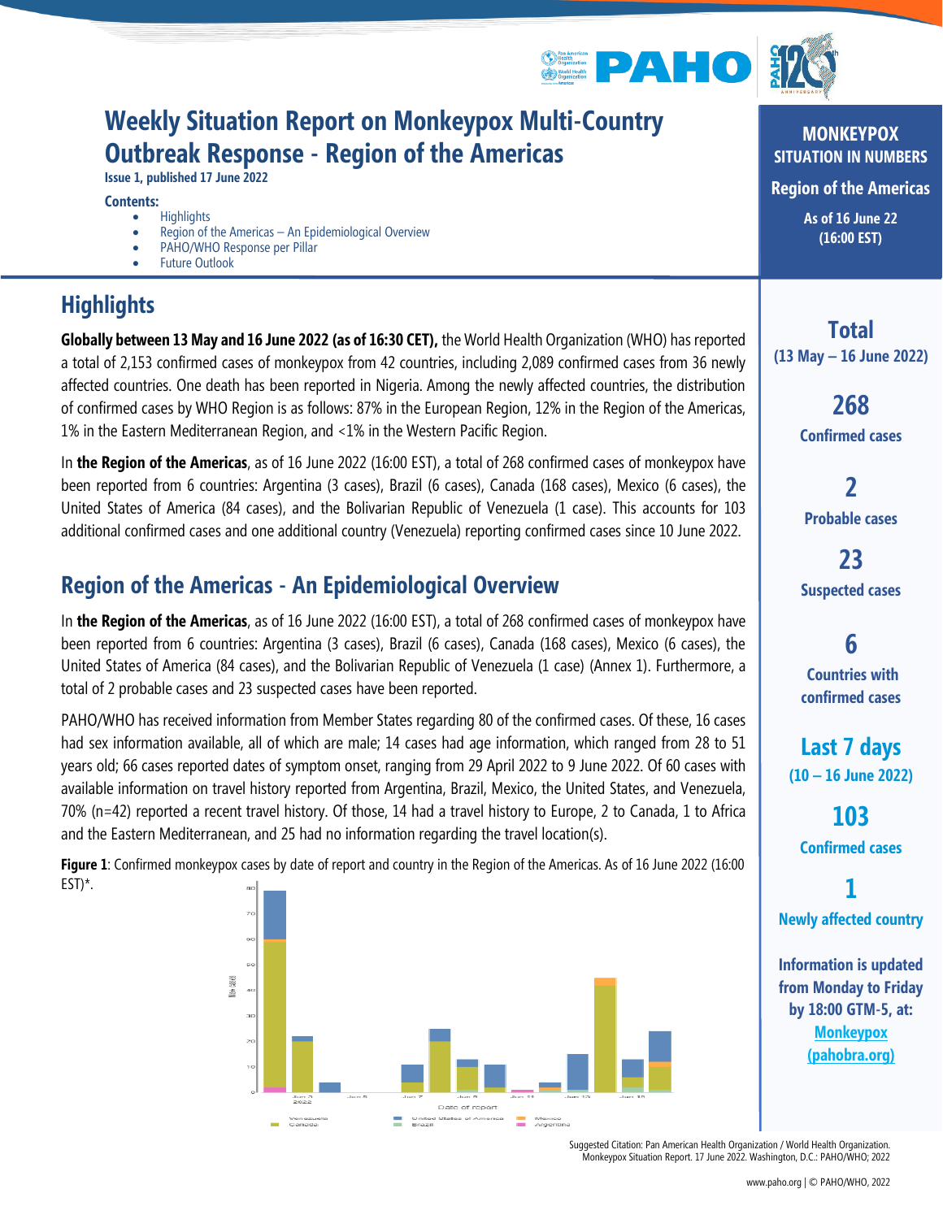# Weekly Situation Report on Monkeypox Multi-Country Outbreak Response - Region of the Americas

**Issue 1, published 17 June 2022**

**Contents:**

- Highlights
- Region of the Americas – An Epidemiological Overview
- PAHO/WHO Response per Pillar
- Future Outlook

## Highlights

**Globally between 13 May and 16 June 2022 (as of 16:30 CET),** the World Health Organization (WHO) has reported a total of 2,153 confirmed cases of monkeypox from 42 countries, including 2,089 confirmed cases from 36 newly affected countries. One death has been reported in Nigeria. Among the newly affected countries, the distribution of confirmed cases by WHO Region is as follows: 87% in the European Region, 12% in the Region of the Americas, 1% in the Eastern Mediterranean Region, and <1% in the Western Pacific Region.

In **the Region of the Americas**, as of 16 June 2022 (16:00 EST), a total of 268 confirmed cases of monkeypox have been reported from 6 countries: Argentina (3 cases), Brazil (6 cases), Canada (168 cases), Mexico (6 cases), the United States of America (84 cases), and the Bolivarian Republic of Venezuela (1 case). This accounts for 103 additional confirmed cases and one additional country (Venezuela) reporting confirmed cases since 10 June 2022.

## Region of the Americas - An Epidemiological Overview

In **the Region of the Americas**, as of 16 June 2022 (16:00 EST), a total of 268 confirmed cases of monkeypox have been reported from 6 countries: Argentina (3 cases), Brazil (6 cases), Canada (168 cases), Mexico (6 cases), the United States of America (84 cases), and the Bolivarian Republic of Venezuela (1 case) (Annex 1). Furthermore, a total of 2 probable cases and 23 suspected cases have been reported.

PAHO/WHO has received information from Member States regarding 80 of the confirmed cases. Of these, 16 cases had sex information available, all of which are male; 14 cases had age information, which ranged from 28 to 51 years old; 66 cases reported dates of symptom onset, ranging from 29 April 2022 to 9 June 2022. Of 60 cases with available information on travel history reported from Argentina, Brazil, Mexico, the United States, and Venezuela, 70% (n=42) reported a recent travel history. Of those, 14 had a travel history to Europe, 2 to Canada, 1 to Africa and the Eastern Mediterranean, and 25 had no information regarding the travel location(s).

**Figure 1**: Confirmed monkeypox cases by date of report and country in the Region of the Americas. As of 16 June 2022 (16:00 EST)*.

**MONKEYPOX SITUATION IN NUMBERS**

**Region of the Americas**

**As of 16 June 22 (16:00 EST)**

**Total (13 May – 16 June 2022)**

**268** Confirmed cases

**2** Probable cases

**23** Suspected cases

**6** Countries with confirmed cases

**Last 7 days (10 – 16 June 2022)**

**103** Confirmed cases

**1** Newly affected country

**Information is updated from Monday to Friday by 18:00 GTM-5, at: Monkeypox (pahobra.org)**

Suggested Citation: Pan American Health Organization / World Health Organization. Monkeypox Situation Report. 17 June 2022. Washington, D.C.: PAHO/WHO; 2022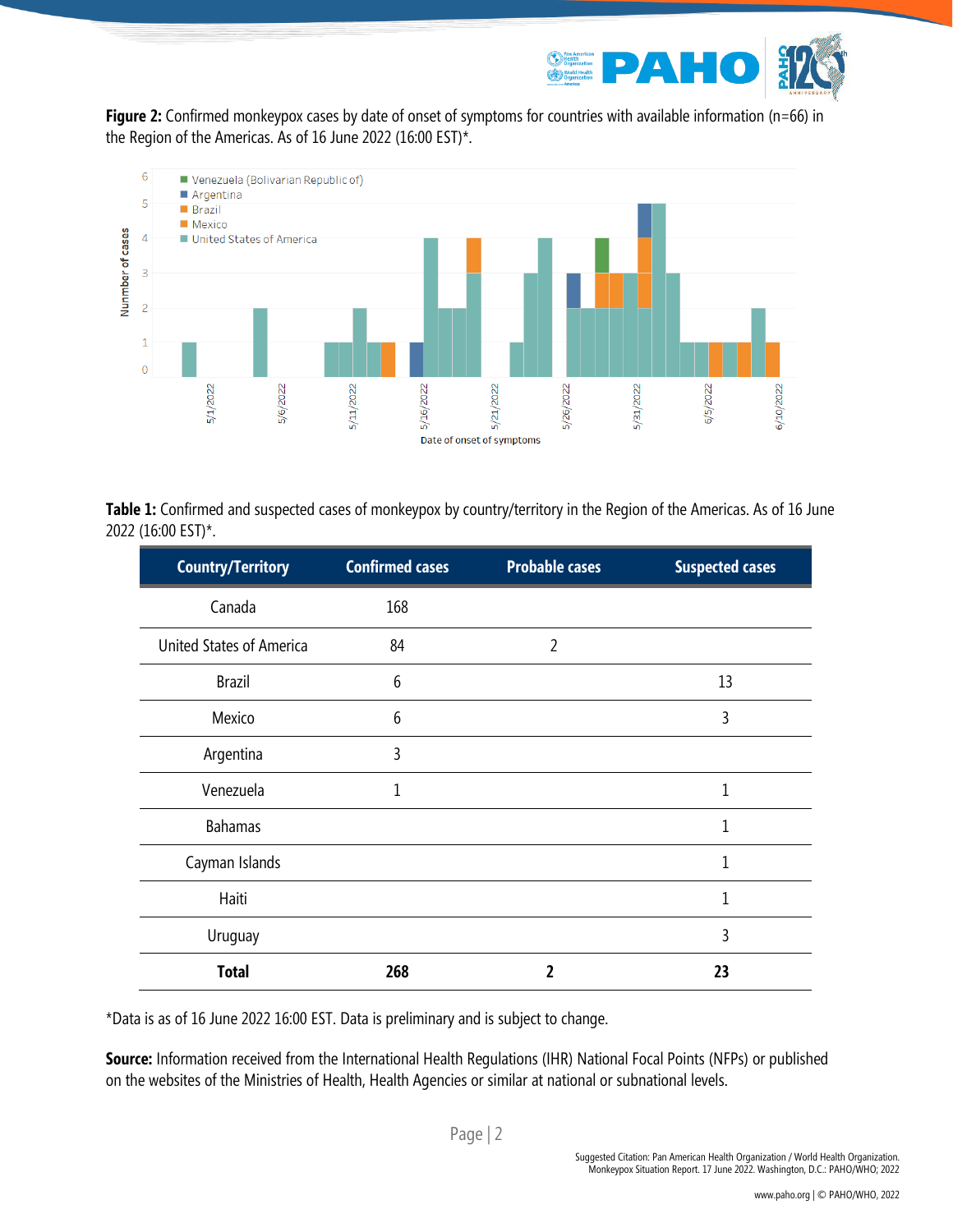**Figure 2:** Confirmed monkeypox cases by date of onset of symptoms for countries with available information (n=66) in the Region of the Americas. As of 16 June 2022 (16:00 EST)*.

**Table 1:** Confirmed and suspected cases of monkeypox by country/territory in the Region of the Americas. As of 16 June 2022 (16:00 EST)*.

| Country/Territory | Confirmed cases | Probable cases | Suspected cases |
|---|---|---|---|
| Canada | 168 | | |
| United States of America | 84 | 2 | |
| Brazil | 6 | | 13 |
| Mexico | 6 | | 3 |
| Argentina | 3 | | |
| Venezuela | 1 | | 1 |
| Bahamas | | | 1 |
| Cayman Islands | | | 1 |
| Haiti | | | 1 |
| Uruguay | | | 3 |
| **Total** | **268** | **2** | **23** |

*Data is as of 16 June 2022 16:00 EST. Data is preliminary and is subject to change.

**Source:** Information received from the International Health Regulations (IHR) National Focal Points (NFPs) or published on the websites of the Ministries of Health, Health Agencies or similar at national or subnational levels.

Suggested Citation: Pan American Health Organization / World Health Organization. Monkeypox Situation Report. 17 June 2022. Washington, D.C.: PAHO/WHO; 2022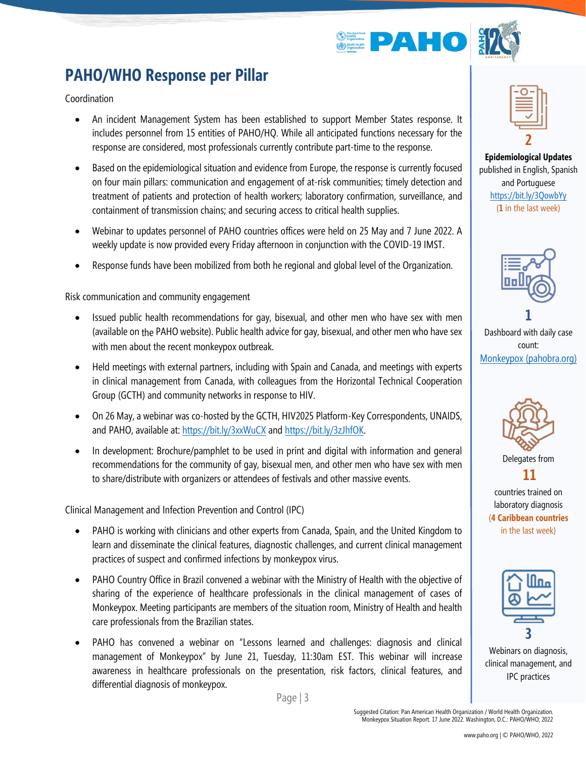# PAHO/WHO Response per Pillar

Coordination

- An incident Management System has been established to support Member States response. It includes personnel from 15 entities of PAHO/HQ. While all anticipated functions necessary for the response are considered, most professionals currently contribute part-time to the response.
- Based on the epidemiological situation and evidence from Europe, the response is currently focused on four main pillars: communication and engagement of at-risk communities; timely detection and treatment of patients and protection of health workers; laboratory confirmation, surveillance, and containment of transmission chains; and securing access to critical health supplies.
- Webinar to updates personnel of PAHO countries offices were held on 25 May and 7 June 2022. A weekly update is now provided every Friday afternoon in conjunction with the COVID-19 IMST.
- Response funds have been mobilized from both he regional and global level of the Organization.

Risk communication and community engagement

- Issued public health recommendations for gay, bisexual, and other men who have sex with men (available on the PAHO website). Public health advice for gay, bisexual, and other men who have sex with men about the recent monkeypox outbreak.
- Held meetings with external partners, including with Spain and Canada, and meetings with experts in clinical management from Canada, with colleagues from the Horizontal Technical Cooperation Group (GCTH) and community networks in response to HIV.
- On 26 May, a webinar was co-hosted by the GCTH, HIV2025 Platform-Key Correspondents, UNAIDS, and PAHO, available at: https://bit.ly/3xxWuCX and https://bit.ly/3zJhfOK.
- In development: Brochure/pamphlet to be used in print and digital with information and general recommendations for the community of gay, bisexual men, and other men who have sex with men to share/distribute with organizers or attendees of festivals and other massive events.

Clinical Management and Infection Prevention and Control (IPC)

- PAHO is working with clinicians and other experts from Canada, Spain, and the United Kingdom to learn and disseminate the clinical features, diagnostic challenges, and current clinical management practices of suspect and confirmed infections by monkeypox virus.
- PAHO Country Office in Brazil convened a webinar with the Ministry of Health with the objective of sharing of the experience of healthcare professionals in the clinical management of cases of Monkeypox. Meeting participants are members of the situation room, Ministry of Health and health care professionals from the Brazilian states.
- PAHO has convened a webinar on "Lessons learned and challenges: diagnosis and clinical management of Monkeypox" by June 21, Tuesday, 11:30am EST. This webinar will increase awareness in healthcare professionals on the presentation, risk factors, clinical features, and differential diagnosis of monkeypox.

**2**
**Epidemiological Updates** published in English, Spanish and Portuguese
https://bit.ly/3QowbYy
(**1** in the last week)

**1**
Dashboard with daily case count:
Monkeypox (pahobra.org)

Delegates from
**11**
countries trained on laboratory diagnosis
(**4 Caribbean countries** in the last week)

**3**
Webinars on diagnosis, clinical management, and IPC practices

Suggested Citation: Pan American Health Organization / World Health Organization. Monkeypox Situation Report. 17 June 2022. Washington, D.C.: PAHO/WHO; 2022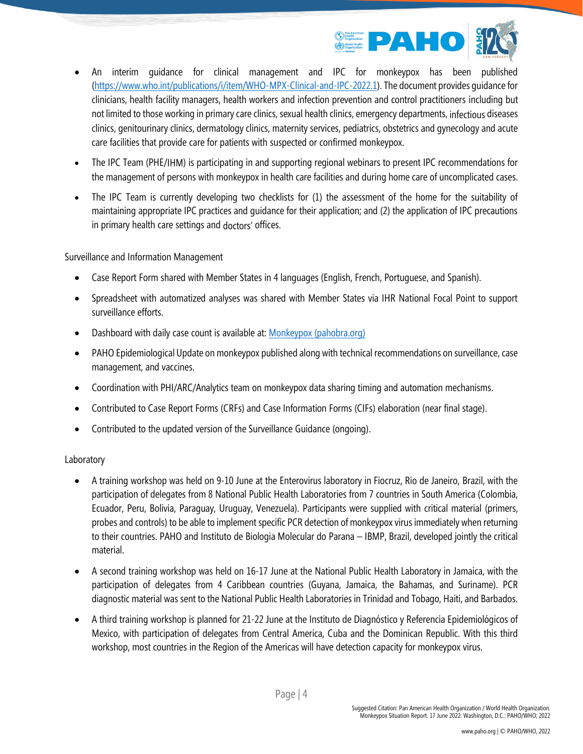- An interim guidance for clinical management and IPC for monkeypox has been published (https://www.who.int/publications/i/item/WHO-MPX-Clinical-and-IPC-2022.1). The document provides guidance for clinicians, health facility managers, health workers and infection prevention and control practitioners including but not limited to those working in primary care clinics, sexual health clinics, emergency departments, infectious diseases clinics, genitourinary clinics, dermatology clinics, maternity services, pediatrics, obstetrics and gynecology and acute care facilities that provide care for patients with suspected or confirmed monkeypox.
- The IPC Team (PHE/IHM) is participating in and supporting regional webinars to present IPC recommendations for the management of persons with monkeypox in health care facilities and during home care of uncomplicated cases.
- The IPC Team is currently developing two checklists for (1) the assessment of the home for the suitability of maintaining appropriate IPC practices and guidance for their application; and (2) the application of IPC precautions in primary health care settings and doctors' offices.

Surveillance and Information Management

- Case Report Form shared with Member States in 4 languages (English, French, Portuguese, and Spanish).
- Spreadsheet with automatized analyses was shared with Member States via IHR National Focal Point to support surveillance efforts.
- Dashboard with daily case count is available at: [Monkeypox (pahobra.org)](Monkeypox (pahobra.org))
- PAHO Epidemiological Update on monkeypox published along with technical recommendations on surveillance, case management, and vaccines.
- Coordination with PHI/ARC/Analytics team on monkeypox data sharing timing and automation mechanisms.
- Contributed to Case Report Forms (CRFs) and Case Information Forms (CIFs) elaboration (near final stage).
- Contributed to the updated version of the Surveillance Guidance (ongoing).

Laboratory

- A training workshop was held on 9-10 June at the Enterovirus laboratory in Fiocruz, Rio de Janeiro, Brazil, with the participation of delegates from 8 National Public Health Laboratories from 7 countries in South America (Colombia, Ecuador, Peru, Bolivia, Paraguay, Uruguay, Venezuela). Participants were supplied with critical material (primers, probes and controls) to be able to implement specific PCR detection of monkeypox virus immediately when returning to their countries. PAHO and Instituto de Biologia Molecular do Parana – IBMP, Brazil, developed jointly the critical material.
- A second training workshop was held on 16-17 June at the National Public Health Laboratory in Jamaica, with the participation of delegates from 4 Caribbean countries (Guyana, Jamaica, the Bahamas, and Suriname). PCR diagnostic material was sent to the National Public Health Laboratories in Trinidad and Tobago, Haiti, and Barbados.
- A third training workshop is planned for 21-22 June at the Instituto de Diagnóstico y Referencia Epidemiológicos of Mexico, with participation of delegates from Central America, Cuba and the Dominican Republic. With this third workshop, most countries in the Region of the Americas will have detection capacity for monkeypox virus.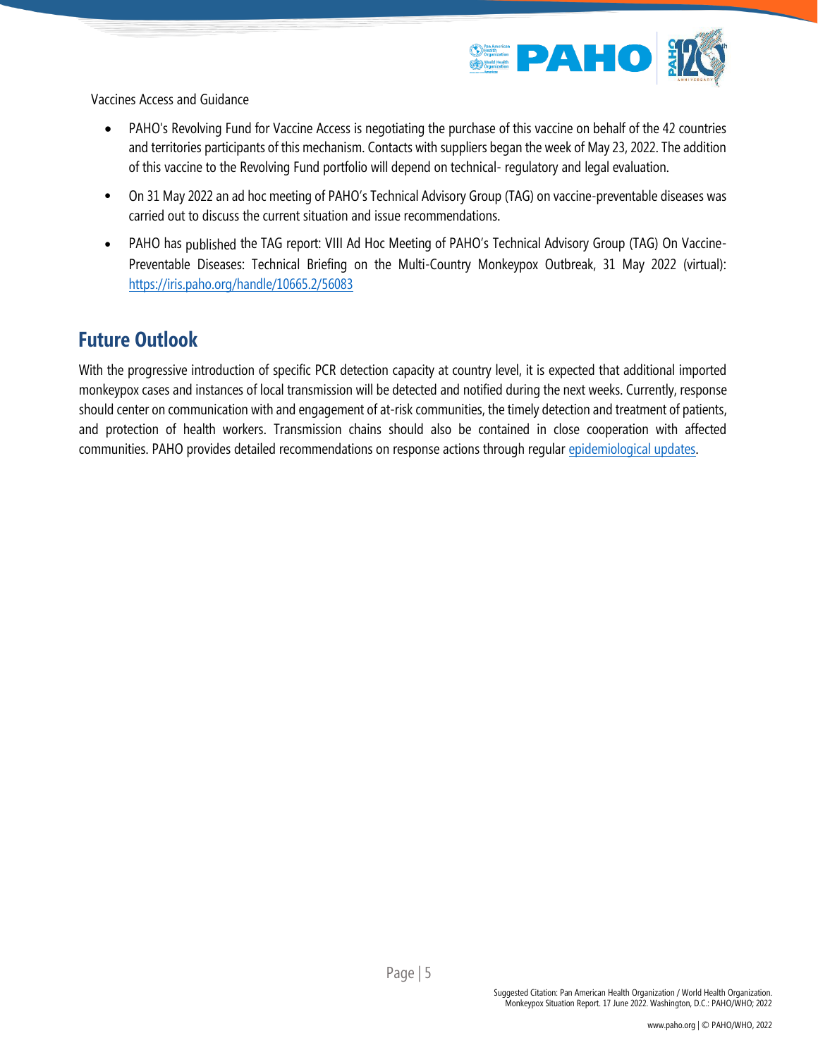Vaccines Access and Guidance

- PAHO's Revolving Fund for Vaccine Access is negotiating the purchase of this vaccine on behalf of the 42 countries and territories participants of this mechanism. Contacts with suppliers began the week of May 23, 2022. The addition of this vaccine to the Revolving Fund portfolio will depend on technical- regulatory and legal evaluation.
- On 31 May 2022 an ad hoc meeting of PAHO's Technical Advisory Group (TAG) on vaccine-preventable diseases was carried out to discuss the current situation and issue recommendations.
- PAHO has published the TAG report: VIII Ad Hoc Meeting of PAHO's Technical Advisory Group (TAG) On Vaccine-Preventable Diseases: Technical Briefing on the Multi-Country Monkeypox Outbreak, 31 May 2022 (virtual): [https://iris.paho.org/handle/10665.2/56083](https://iris.paho.org/handle/10665.2/56083)

## Future Outlook

With the progressive introduction of specific PCR detection capacity at country level, it is expected that additional imported monkeypox cases and instances of local transmission will be detected and notified during the next weeks. Currently, response should center on communication with and engagement of at-risk communities, the timely detection and treatment of patients, and protection of health workers. Transmission chains should also be contained in close cooperation with affected communities. PAHO provides detailed recommendations on response actions through regular epidemiological updates.

Suggested Citation: Pan American Health Organization / World Health Organization. Monkeypox Situation Report. 17 June 2022. Washington, D.C.: PAHO/WHO; 2022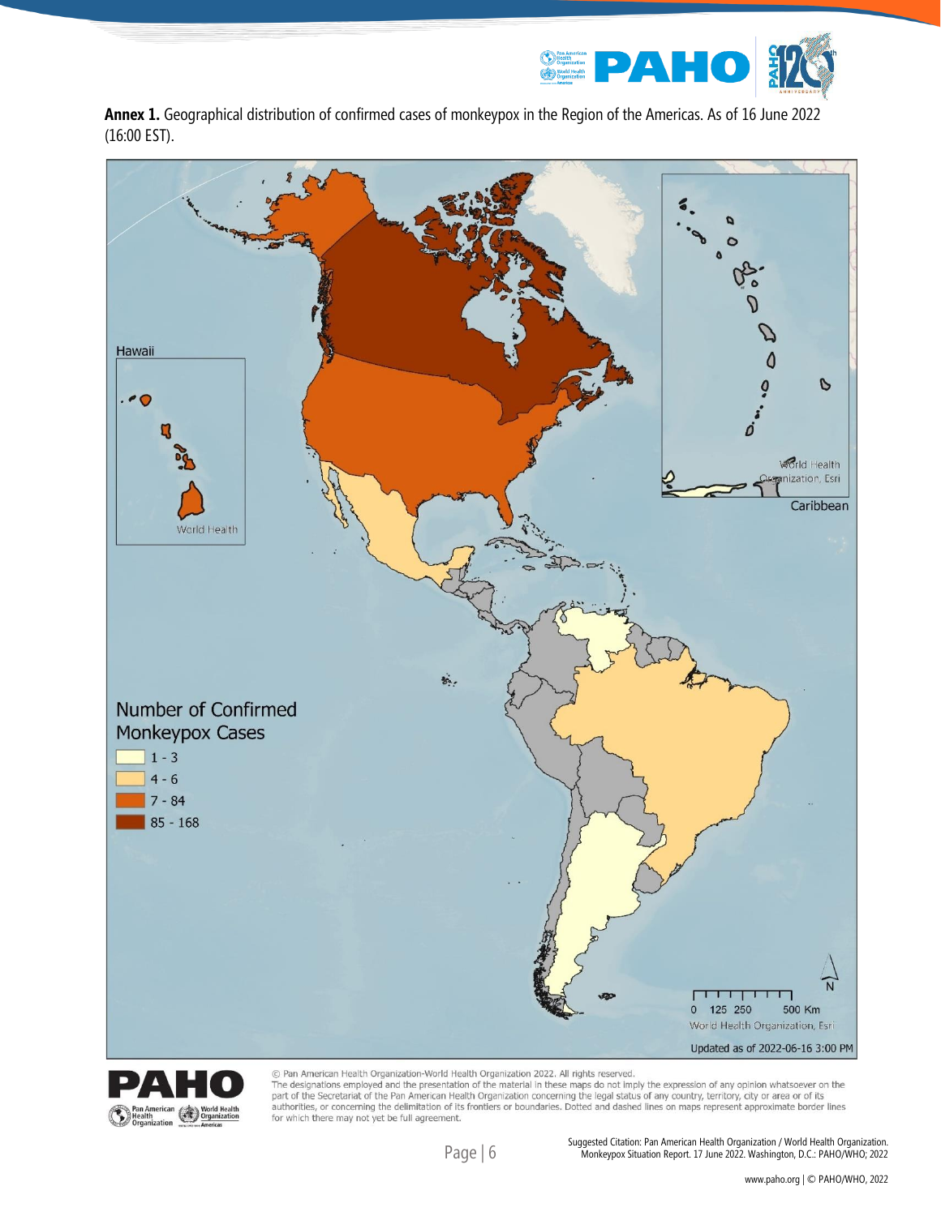**Annex 1.** Geographical distribution of confirmed cases of monkeypox in the Region of the Americas. As of 16 June 2022 (16:00 EST).

Hawaii

World Health

World Health Organization, Esri

Caribbean

Number of Confirmed Monkeypox Cases

1 - 3

4 - 6

7 - 84

85 - 168

N

0 125 250 500 Km

World Health Organization, Esri

Updated as of 2022-06-16 3:00 PM

© Pan American Health Organization-World Health Organization 2022. All rights reserved.
The designations employed and the presentation of the material in these maps do not imply the expression of any opinion whatsoever on the part of the Secretariat of the Pan American Health Organization concerning the legal status of any country, territory, city or area or of its authorities, or concerning the delimitation of its frontiers or boundaries. Dotted and dashed lines on maps represent approximate border lines for which there may not yet be full agreement.

Suggested Citation: Pan American Health Organization / World Health Organization. Monkeypox Situation Report. 17 June 2022. Washington, D.C.: PAHO/WHO; 2022